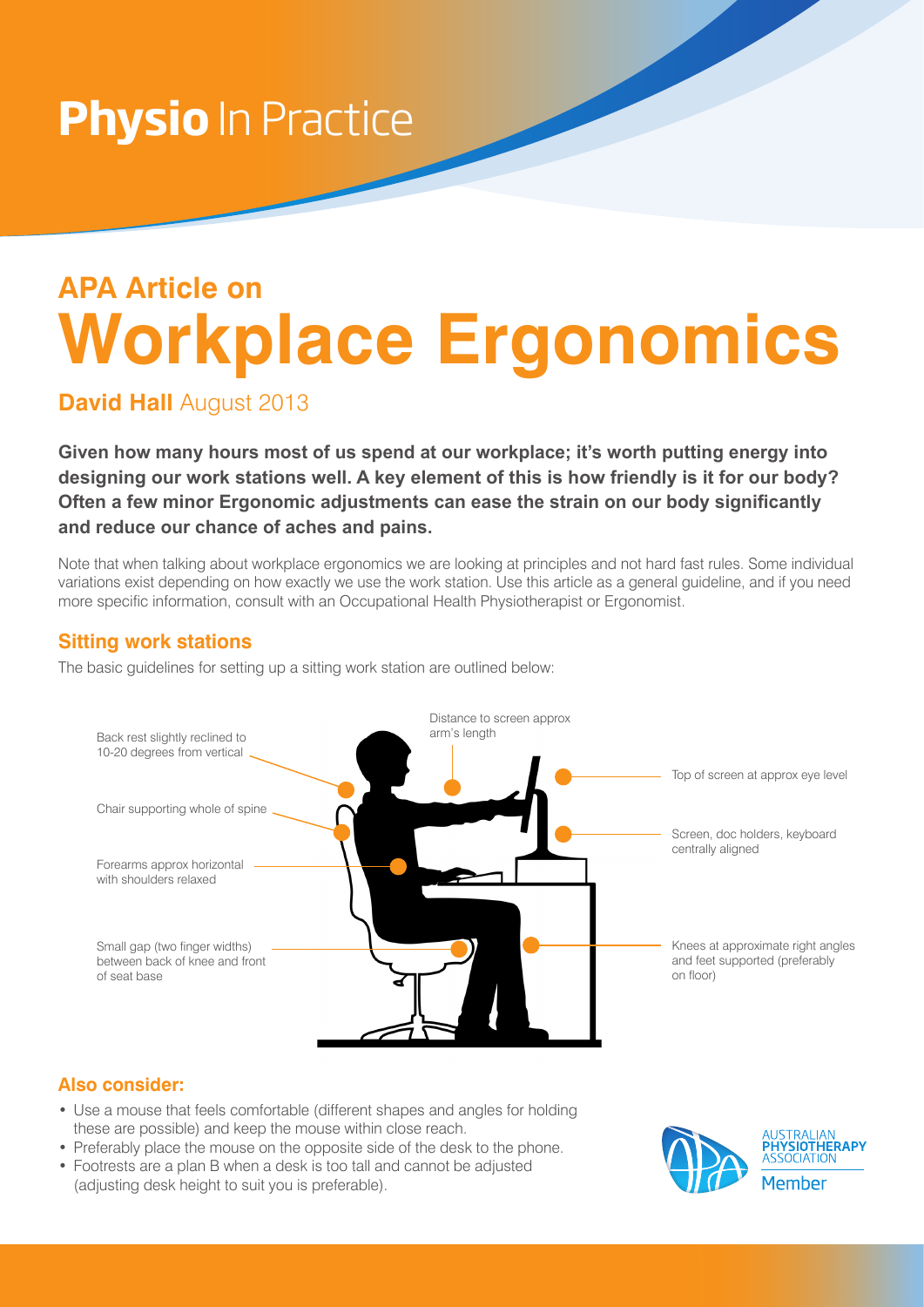# **Physio** In Practice

## APA Article on
# Workplace Ergonomics

**David Hall** August 2013

**Given how many hours most of us spend at our workplace; it's worth putting energy into designing our work stations well. A key element of this is how friendly is it for our body? Often a few minor Ergonomic adjustments can ease the strain on our body significantly and reduce our chance of aches and pains.**

Note that when talking about workplace ergonomics we are looking at principles and not hard fast rules. Some individual variations exist depending on how exactly we use the work station. Use this article as a general guideline, and if you need more specific information, consult with an Occupational Health Physiotherapist or Ergonomist.

### Sitting work stations

The basic guidelines for setting up a sitting work station are outlined below:

- Back rest slightly reclined to 10-20 degrees from vertical
- Chair supporting whole of spine
- Forearms approx horizontal with shoulders relaxed
- Small gap (two finger widths) between back of knee and front of seat base
- Distance to screen approx arm's length
- Top of screen at approx eye level
- Screen, doc holders, keyboard centrally aligned
- Knees at approximate right angles and feet supported (preferably on floor)

### Also consider:

- Use a mouse that feels comfortable (different shapes and angles for holding these are possible) and keep the mouse within close reach.
- Preferably place the mouse on the opposite side of the desk to the phone.
- Footrests are a plan B when a desk is too tall and cannot be adjusted (adjusting desk height to suit you is preferable).

AUSTRALIAN PHYSIOTHERAPY ASSOCIATION Member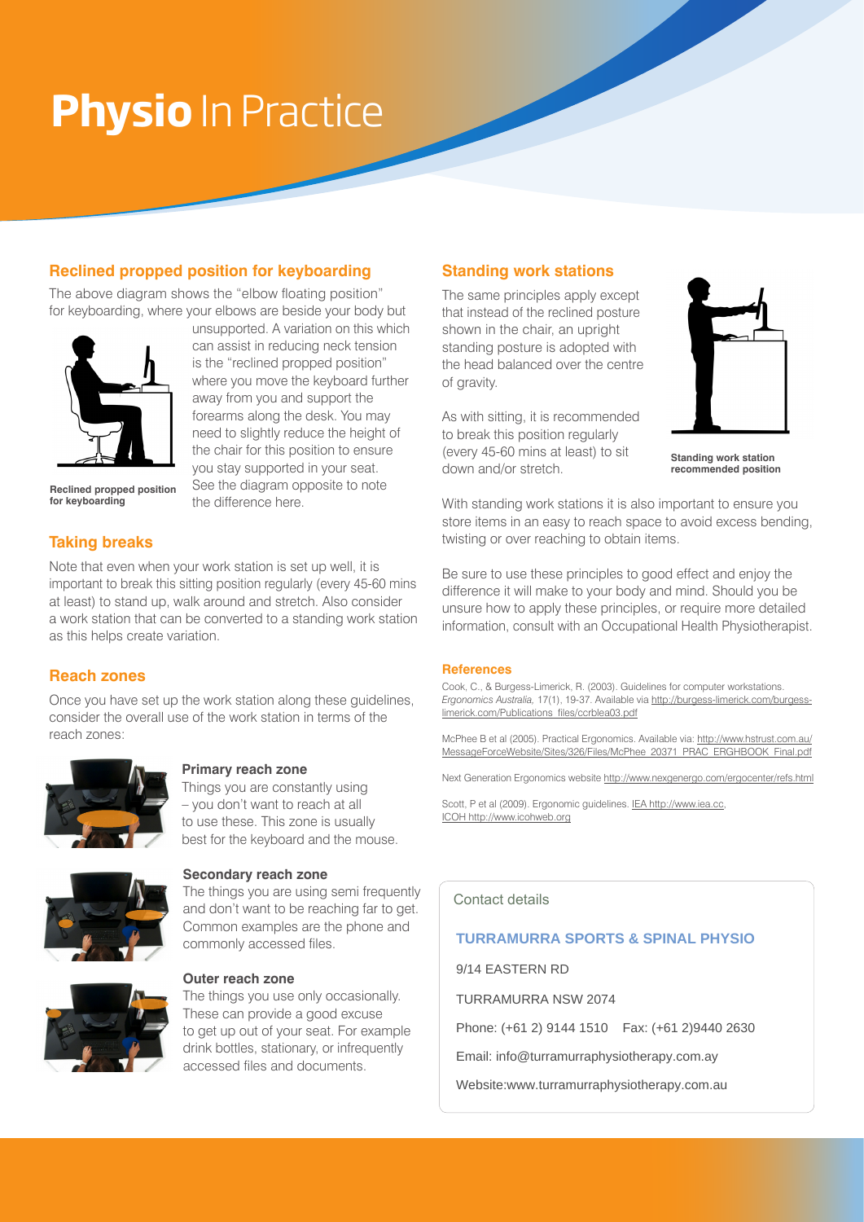# **Physio** In Practice

## Reclined propped position for keyboarding

The above diagram shows the "elbow floating position" for keyboarding, where your elbows are beside your body but unsupported. A variation on this which can assist in reducing neck tension is the "reclined propped position" where you move the keyboard further away from you and support the forearms along the desk. You may need to slightly reduce the height of the chair for this position to ensure you stay supported in your seat. See the diagram opposite to note the difference here.

**Reclined propped position for keyboarding**

## Taking breaks

Note that even when your work station is set up well, it is important to break this sitting position regularly (every 45-60 mins at least) to stand up, walk around and stretch. Also consider a work station that can be converted to a standing work station as this helps create variation.

## Reach zones

Once you have set up the work station along these guidelines, consider the overall use of the work station in terms of the reach zones:

**Primary reach zone**
Things you are constantly using – you don't want to reach at all to use these. This zone is usually best for the keyboard and the mouse.

**Secondary reach zone**
The things you are using semi frequently and don't want to be reaching far to get. Common examples are the phone and commonly accessed files.

**Outer reach zone**
The things you use only occasionally. These can provide a good excuse to get up out of your seat. For example drink bottles, stationary, or infrequently accessed files and documents.

## Standing work stations

The same principles apply except that instead of the reclined posture shown in the chair, an upright standing posture is adopted with the head balanced over the centre of gravity.

As with sitting, it is recommended to break this position regularly (every 45-60 mins at least) to sit down and/or stretch.

**Standing work station recommended position**

With standing work stations it is also important to ensure you store items in an easy to reach space to avoid excess bending, twisting or over reaching to obtain items.

Be sure to use these principles to good effect and enjoy the difference it will make to your body and mind. Should you be unsure how to apply these principles, or require more detailed information, consult with an Occupational Health Physiotherapist.

### References

Cook, C., & Burgess-Limerick, R. (2003). Guidelines for computer workstations. *Ergonomics Australia,* 17(1), 19-37. Available via http://burgess-limerick.com/burgess-limerick.com/Publications_files/ccrblea03.pdf

McPhee B et al (2005). Practical Ergonomics. Available via: http://www.hstrust.com.au/MessageForceWebsite/Sites/326/Files/McPhee_20371_PRAC_ERGHBOOK_Final.pdf

Next Generation Ergonomics website http://www.nexgenergo.com/ergocenter/refs.html

Scott, P et al (2009). Ergonomic guidelines. IEA http://www.iea.cc, ICOH http://www.icohweb.org

Contact details

**TURRAMURRA SPORTS & SPINAL PHYSIO**

9/14 EASTERN RD

TURRAMURRA NSW 2074

Phone: (+61 2) 9144 1510 Fax: (+61 2)9440 2630

Email: info@turramurraphysiotherapy.com.ay

Website:www.turramurraphysiotherapy.com.au